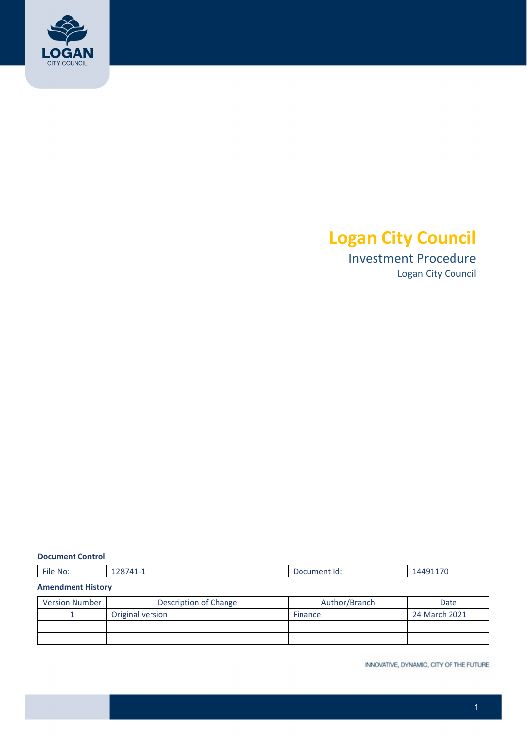# Logan City Council

## Investment Procedure

Logan City Council

**Document Control**

| File No: | 128741-1 | Document Id: | 14491170 |
|---|---|---|---|

**Amendment History**

| Version Number | Description of Change | Author/Branch | Date |
|---|---|---|---|
| 1 | Original version | Finance | 24 March 2021 |
| | | | |
| | | | |

INNOVATIVE, DYNAMIC, CITY OF THE FUTURE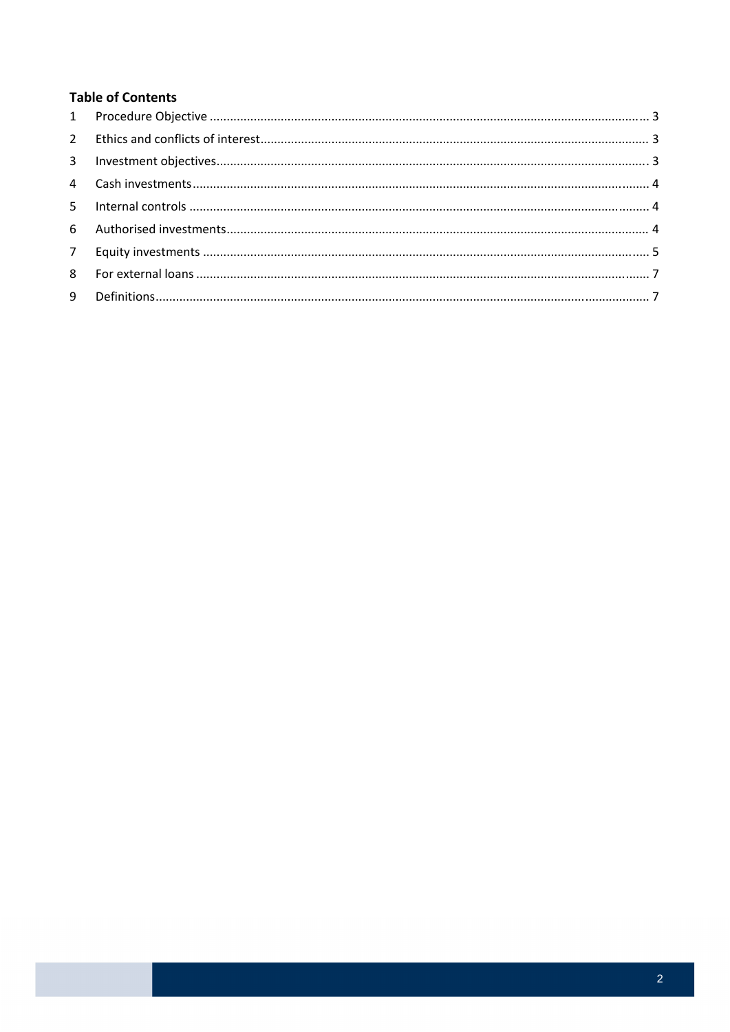**Table of Contents**

1 Procedure Objective ... 3
2 Ethics and conflicts of interest ... 3
3 Investment objectives ... 3
4 Cash investments ... 4
5 Internal controls ... 4
6 Authorised investments ... 4
7 Equity investments ... 5
8 For external loans ... 7
9 Definitions ... 7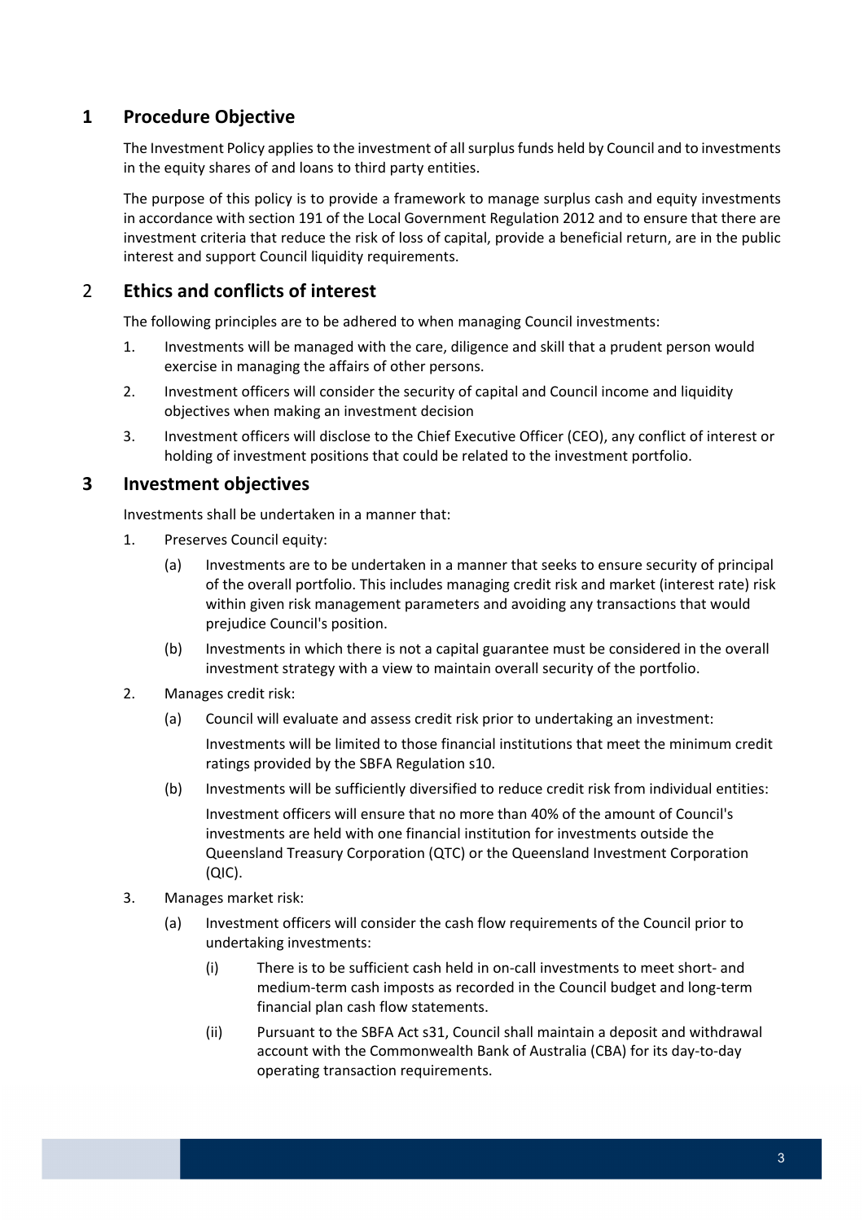## 1 Procedure Objective

The Investment Policy applies to the investment of all surplus funds held by Council and to investments in the equity shares of and loans to third party entities.

The purpose of this policy is to provide a framework to manage surplus cash and equity investments in accordance with section 191 of the Local Government Regulation 2012 and to ensure that there are investment criteria that reduce the risk of loss of capital, provide a beneficial return, are in the public interest and support Council liquidity requirements.

## 2 Ethics and conflicts of interest

The following principles are to be adhered to when managing Council investments:

1. Investments will be managed with the care, diligence and skill that a prudent person would exercise in managing the affairs of other persons.
2. Investment officers will consider the security of capital and Council income and liquidity objectives when making an investment decision
3. Investment officers will disclose to the Chief Executive Officer (CEO), any conflict of interest or holding of investment positions that could be related to the investment portfolio.

## 3 Investment objectives

Investments shall be undertaken in a manner that:

1. Preserves Council equity:
   - (a) Investments are to be undertaken in a manner that seeks to ensure security of principal of the overall portfolio. This includes managing credit risk and market (interest rate) risk within given risk management parameters and avoiding any transactions that would prejudice Council's position.
   - (b) Investments in which there is not a capital guarantee must be considered in the overall investment strategy with a view to maintain overall security of the portfolio.
2. Manages credit risk:
   - (a) Council will evaluate and assess credit risk prior to undertaking an investment:

     Investments will be limited to those financial institutions that meet the minimum credit ratings provided by the SBFA Regulation s10.
   - (b) Investments will be sufficiently diversified to reduce credit risk from individual entities:

     Investment officers will ensure that no more than 40% of the amount of Council's investments are held with one financial institution for investments outside the Queensland Treasury Corporation (QTC) or the Queensland Investment Corporation (QIC).
3. Manages market risk:
   - (a) Investment officers will consider the cash flow requirements of the Council prior to undertaking investments:
     - (i) There is to be sufficient cash held in on-call investments to meet short- and medium-term cash imposts as recorded in the Council budget and long-term financial plan cash flow statements.
     - (ii) Pursuant to the SBFA Act s31, Council shall maintain a deposit and withdrawal account with the Commonwealth Bank of Australia (CBA) for its day-to-day operating transaction requirements.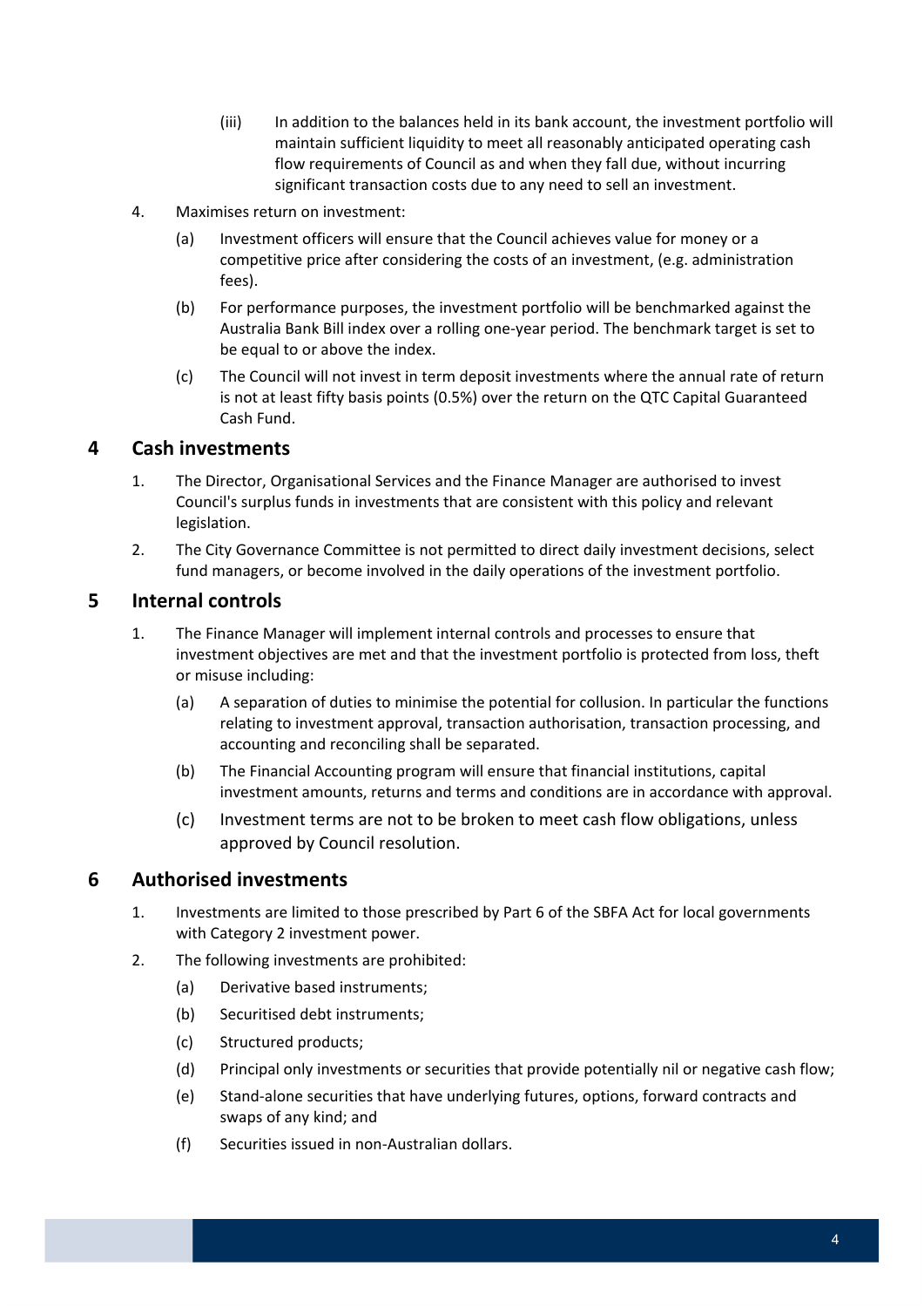(iii) In addition to the balances held in its bank account, the investment portfolio will maintain sufficient liquidity to meet all reasonably anticipated operating cash flow requirements of Council as and when they fall due, without incurring significant transaction costs due to any need to sell an investment.

4. Maximises return on investment:

   (a) Investment officers will ensure that the Council achieves value for money or a competitive price after considering the costs of an investment, (e.g. administration fees).

   (b) For performance purposes, the investment portfolio will be benchmarked against the Australia Bank Bill index over a rolling one-year period. The benchmark target is set to be equal to or above the index.

   (c) The Council will not invest in term deposit investments where the annual rate of return is not at least fifty basis points (0.5%) over the return on the QTC Capital Guaranteed Cash Fund.

## 4 Cash investments

1. The Director, Organisational Services and the Finance Manager are authorised to invest Council's surplus funds in investments that are consistent with this policy and relevant legislation.

2. The City Governance Committee is not permitted to direct daily investment decisions, select fund managers, or become involved in the daily operations of the investment portfolio.

## 5 Internal controls

1. The Finance Manager will implement internal controls and processes to ensure that investment objectives are met and that the investment portfolio is protected from loss, theft or misuse including:

   (a) A separation of duties to minimise the potential for collusion. In particular the functions relating to investment approval, transaction authorisation, transaction processing, and accounting and reconciling shall be separated.

   (b) The Financial Accounting program will ensure that financial institutions, capital investment amounts, returns and terms and conditions are in accordance with approval.

   (c) Investment terms are not to be broken to meet cash flow obligations, unless approved by Council resolution.

## 6 Authorised investments

1. Investments are limited to those prescribed by Part 6 of the SBFA Act for local governments with Category 2 investment power.

2. The following investments are prohibited:

   (a) Derivative based instruments;

   (b) Securitised debt instruments;

   (c) Structured products;

   (d) Principal only investments or securities that provide potentially nil or negative cash flow;

   (e) Stand-alone securities that have underlying futures, options, forward contracts and swaps of any kind; and

   (f) Securities issued in non-Australian dollars.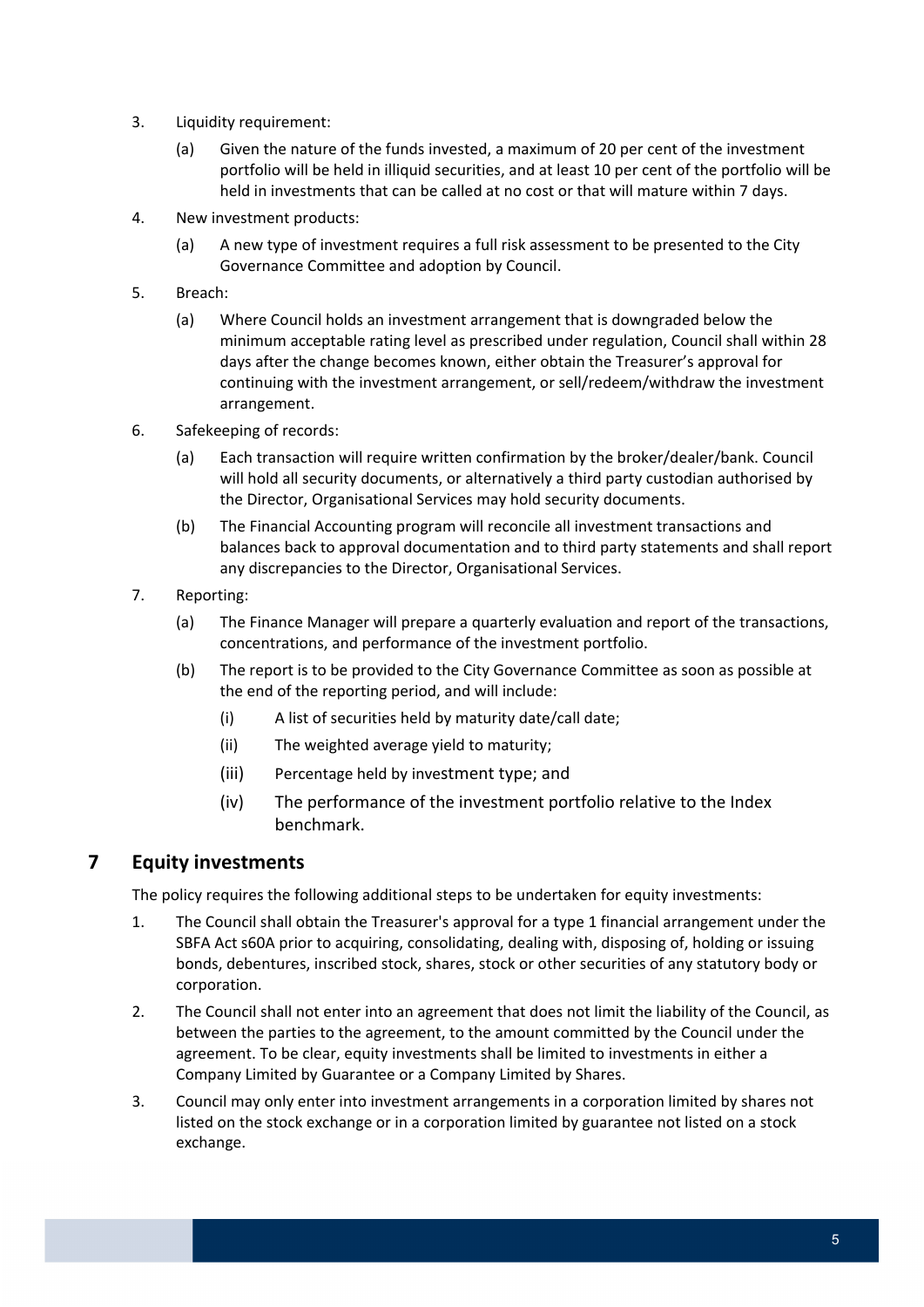3. Liquidity requirement:

   (a) Given the nature of the funds invested, a maximum of 20 per cent of the investment portfolio will be held in illiquid securities, and at least 10 per cent of the portfolio will be held in investments that can be called at no cost or that will mature within 7 days.

4. New investment products:

   (a) A new type of investment requires a full risk assessment to be presented to the City Governance Committee and adoption by Council.

5. Breach:

   (a) Where Council holds an investment arrangement that is downgraded below the minimum acceptable rating level as prescribed under regulation, Council shall within 28 days after the change becomes known, either obtain the Treasurer's approval for continuing with the investment arrangement, or sell/redeem/withdraw the investment arrangement.

6. Safekeeping of records:

   (a) Each transaction will require written confirmation by the broker/dealer/bank. Council will hold all security documents, or alternatively a third party custodian authorised by the Director, Organisational Services may hold security documents.

   (b) The Financial Accounting program will reconcile all investment transactions and balances back to approval documentation and to third party statements and shall report any discrepancies to the Director, Organisational Services.

7. Reporting:

   (a) The Finance Manager will prepare a quarterly evaluation and report of the transactions, concentrations, and performance of the investment portfolio.

   (b) The report is to be provided to the City Governance Committee as soon as possible at the end of the reporting period, and will include:

      (i) A list of securities held by maturity date/call date;

      (ii) The weighted average yield to maturity;

      (iii) Percentage held by investment type; and

      (iv) The performance of the investment portfolio relative to the Index benchmark.

## 7 Equity investments

The policy requires the following additional steps to be undertaken for equity investments:

1. The Council shall obtain the Treasurer's approval for a type 1 financial arrangement under the SBFA Act s60A prior to acquiring, consolidating, dealing with, disposing of, holding or issuing bonds, debentures, inscribed stock, shares, stock or other securities of any statutory body or corporation.

2. The Council shall not enter into an agreement that does not limit the liability of the Council, as between the parties to the agreement, to the amount committed by the Council under the agreement. To be clear, equity investments shall be limited to investments in either a Company Limited by Guarantee or a Company Limited by Shares.

3. Council may only enter into investment arrangements in a corporation limited by shares not listed on the stock exchange or in a corporation limited by guarantee not listed on a stock exchange.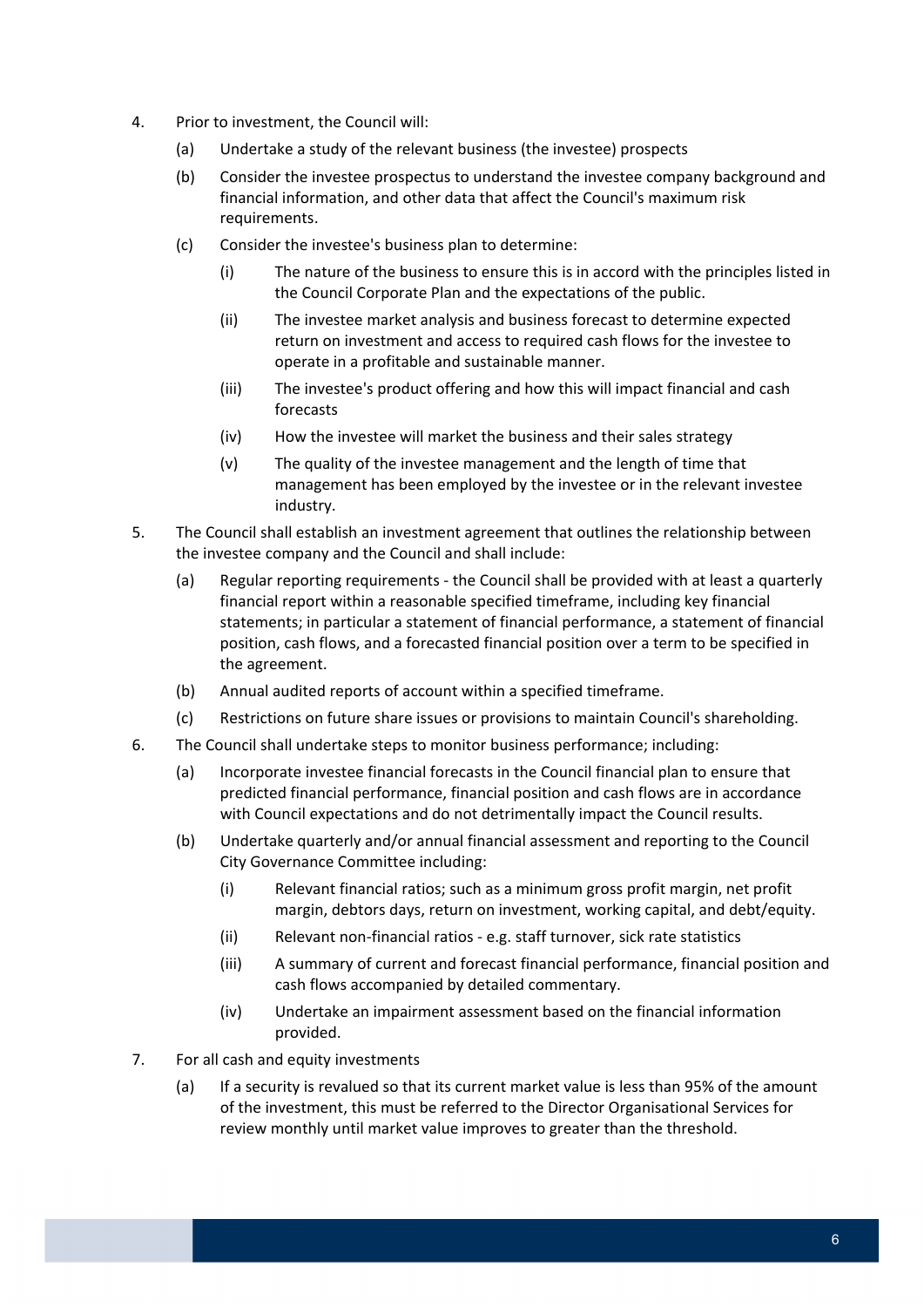4. Prior to investment, the Council will:
   - (a) Undertake a study of the relevant business (the investee) prospects
   - (b) Consider the investee prospectus to understand the investee company background and financial information, and other data that affect the Council's maximum risk requirements.
   - (c) Consider the investee's business plan to determine:
     - (i) The nature of the business to ensure this is in accord with the principles listed in the Council Corporate Plan and the expectations of the public.
     - (ii) The investee market analysis and business forecast to determine expected return on investment and access to required cash flows for the investee to operate in a profitable and sustainable manner.
     - (iii) The investee's product offering and how this will impact financial and cash forecasts
     - (iv) How the investee will market the business and their sales strategy
     - (v) The quality of the investee management and the length of time that management has been employed by the investee or in the relevant investee industry.
5. The Council shall establish an investment agreement that outlines the relationship between the investee company and the Council and shall include:
   - (a) Regular reporting requirements - the Council shall be provided with at least a quarterly financial report within a reasonable specified timeframe, including key financial statements; in particular a statement of financial performance, a statement of financial position, cash flows, and a forecasted financial position over a term to be specified in the agreement.
   - (b) Annual audited reports of account within a specified timeframe.
   - (c) Restrictions on future share issues or provisions to maintain Council's shareholding.
6. The Council shall undertake steps to monitor business performance; including:
   - (a) Incorporate investee financial forecasts in the Council financial plan to ensure that predicted financial performance, financial position and cash flows are in accordance with Council expectations and do not detrimentally impact the Council results.
   - (b) Undertake quarterly and/or annual financial assessment and reporting to the Council City Governance Committee including:
     - (i) Relevant financial ratios; such as a minimum gross profit margin, net profit margin, debtors days, return on investment, working capital, and debt/equity.
     - (ii) Relevant non-financial ratios - e.g. staff turnover, sick rate statistics
     - (iii) A summary of current and forecast financial performance, financial position and cash flows accompanied by detailed commentary.
     - (iv) Undertake an impairment assessment based on the financial information provided.
7. For all cash and equity investments
   - (a) If a security is revalued so that its current market value is less than 95% of the amount of the investment, this must be referred to the Director Organisational Services for review monthly until market value improves to greater than the threshold.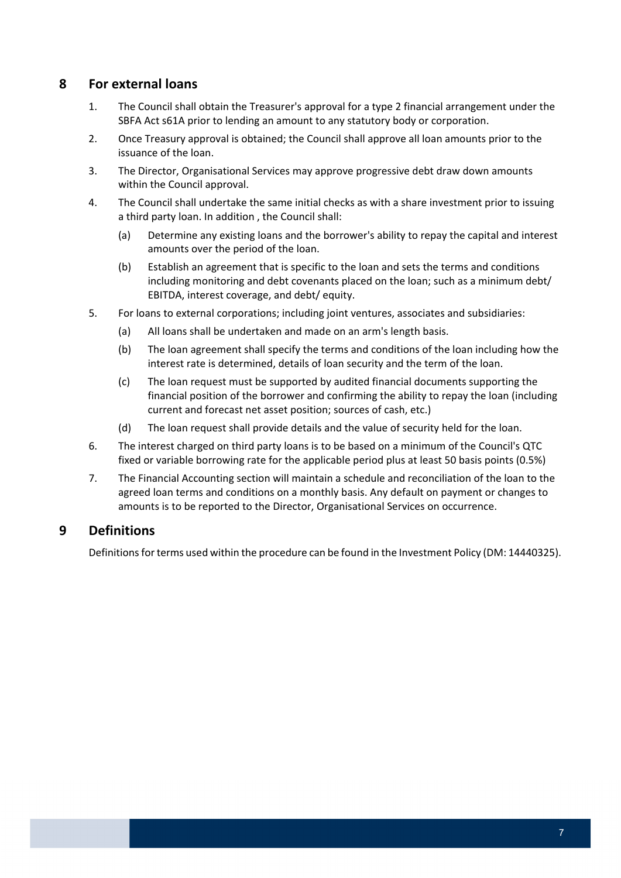## 8 For external loans

1. The Council shall obtain the Treasurer's approval for a type 2 financial arrangement under the SBFA Act s61A prior to lending an amount to any statutory body or corporation.
2. Once Treasury approval is obtained; the Council shall approve all loan amounts prior to the issuance of the loan.
3. The Director, Organisational Services may approve progressive debt draw down amounts within the Council approval.
4. The Council shall undertake the same initial checks as with a share investment prior to issuing a third party loan. In addition , the Council shall:
   (a) Determine any existing loans and the borrower's ability to repay the capital and interest amounts over the period of the loan.
   (b) Establish an agreement that is specific to the loan and sets the terms and conditions including monitoring and debt covenants placed on the loan; such as a minimum debt/ EBITDA, interest coverage, and debt/ equity.
5. For loans to external corporations; including joint ventures, associates and subsidiaries:
   (a) All loans shall be undertaken and made on an arm's length basis.
   (b) The loan agreement shall specify the terms and conditions of the loan including how the interest rate is determined, details of loan security and the term of the loan.
   (c) The loan request must be supported by audited financial documents supporting the financial position of the borrower and confirming the ability to repay the loan (including current and forecast net asset position; sources of cash, etc.)
   (d) The loan request shall provide details and the value of security held for the loan.
6. The interest charged on third party loans is to be based on a minimum of the Council's QTC fixed or variable borrowing rate for the applicable period plus at least 50 basis points (0.5%)
7. The Financial Accounting section will maintain a schedule and reconciliation of the loan to the agreed loan terms and conditions on a monthly basis. Any default on payment or changes to amounts is to be reported to the Director, Organisational Services on occurrence.

## 9 Definitions

Definitions for terms used within the procedure can be found in the Investment Policy (DM: 14440325).